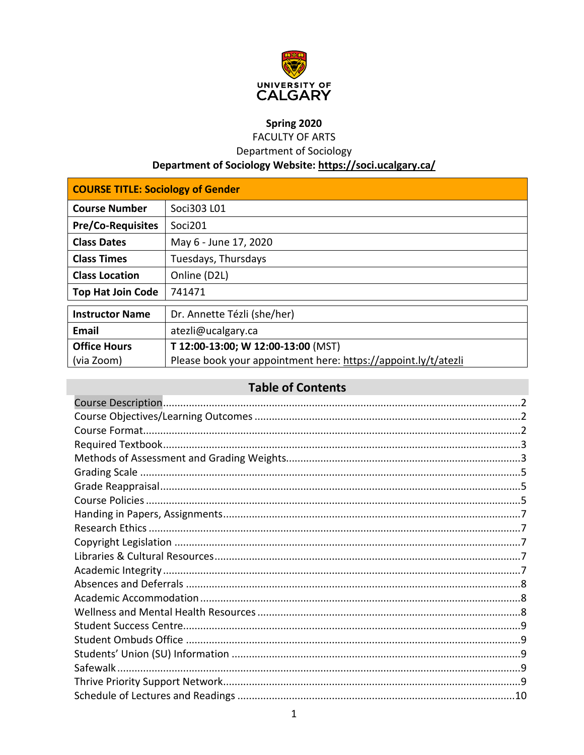**UNIVERSITY OF CALGARY**

**Spring 2020**
FACULTY OF ARTS
Department of Sociology
**Department of Sociology Website: https://soci.ucalgary.ca/**

| **COURSE TITLE: Sociology of Gender** | |
|---|---|
| **Course Number** | Soci303 L01 |
| **Pre/Co-Requisites** | Soci201 |
| **Class Dates** | May 6 - June 17, 2020 |
| **Class Times** | Tuesdays, Thursdays |
| **Class Location** | Online (D2L) |
| **Top Hat Join Code** | 741471 |

| **Instructor Name** | Dr. Annette Tézli (she/her) |
|---|---|
| **Email** | atezli@ucalgary.ca |
| **Office Hours** (via Zoom) | **T 12:00-13:00; W 12:00-13:00** (MST) Please book your appointment here: https://appoint.ly/t/atezli |

## Table of Contents

- Course Description....2
- Course Objectives/Learning Outcomes....2
- Course Format....2
- Required Textbook....3
- Methods of Assessment and Grading Weights....3
- Grading Scale....5
- Grade Reappraisal....5
- Course Policies....5
- Handing in Papers, Assignments....7
- Research Ethics....7
- Copyright Legislation....7
- Libraries & Cultural Resources....7
- Academic Integrity....7
- Absences and Deferrals....8
- Academic Accommodation....8
- Wellness and Mental Health Resources....8
- Student Success Centre....9
- Student Ombuds Office....9
- Students' Union (SU) Information....9
- Safewalk....9
- Thrive Priority Support Network....9
- Schedule of Lectures and Readings....10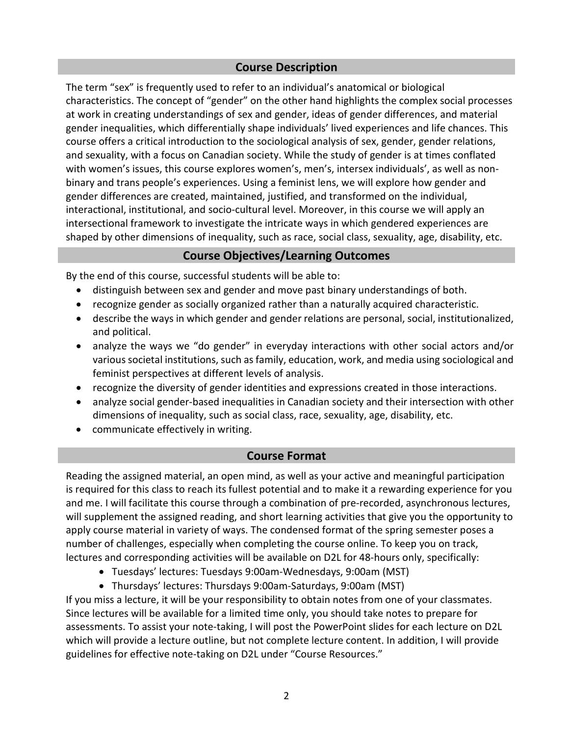## Course Description

The term "sex" is frequently used to refer to an individual's anatomical or biological characteristics. The concept of "gender" on the other hand highlights the complex social processes at work in creating understandings of sex and gender, ideas of gender differences, and material gender inequalities, which differentially shape individuals' lived experiences and life chances. This course offers a critical introduction to the sociological analysis of sex, gender, gender relations, and sexuality, with a focus on Canadian society. While the study of gender is at times conflated with women's issues, this course explores women's, men's, intersex individuals', as well as non-binary and trans people's experiences. Using a feminist lens, we will explore how gender and gender differences are created, maintained, justified, and transformed on the individual, interactional, institutional, and socio-cultural level. Moreover, in this course we will apply an intersectional framework to investigate the intricate ways in which gendered experiences are shaped by other dimensions of inequality, such as race, social class, sexuality, age, disability, etc.

## Course Objectives/Learning Outcomes

By the end of this course, successful students will be able to:

- distinguish between sex and gender and move past binary understandings of both.
- recognize gender as socially organized rather than a naturally acquired characteristic.
- describe the ways in which gender and gender relations are personal, social, institutionalized, and political.
- analyze the ways we "do gender" in everyday interactions with other social actors and/or various societal institutions, such as family, education, work, and media using sociological and feminist perspectives at different levels of analysis.
- recognize the diversity of gender identities and expressions created in those interactions.
- analyze social gender-based inequalities in Canadian society and their intersection with other dimensions of inequality, such as social class, race, sexuality, age, disability, etc.
- communicate effectively in writing.

## Course Format

Reading the assigned material, an open mind, as well as your active and meaningful participation is required for this class to reach its fullest potential and to make it a rewarding experience for you and me. I will facilitate this course through a combination of pre-recorded, asynchronous lectures, will supplement the assigned reading, and short learning activities that give you the opportunity to apply course material in variety of ways. The condensed format of the spring semester poses a number of challenges, especially when completing the course online. To keep you on track, lectures and corresponding activities will be available on D2L for 48-hours only, specifically:

- Tuesdays' lectures: Tuesdays 9:00am-Wednesdays, 9:00am (MST)
- Thursdays' lectures: Thursdays 9:00am-Saturdays, 9:00am (MST)

If you miss a lecture, it will be your responsibility to obtain notes from one of your classmates. Since lectures will be available for a limited time only, you should take notes to prepare for assessments. To assist your note-taking, I will post the PowerPoint slides for each lecture on D2L which will provide a lecture outline, but not complete lecture content. In addition, I will provide guidelines for effective note-taking on D2L under "Course Resources."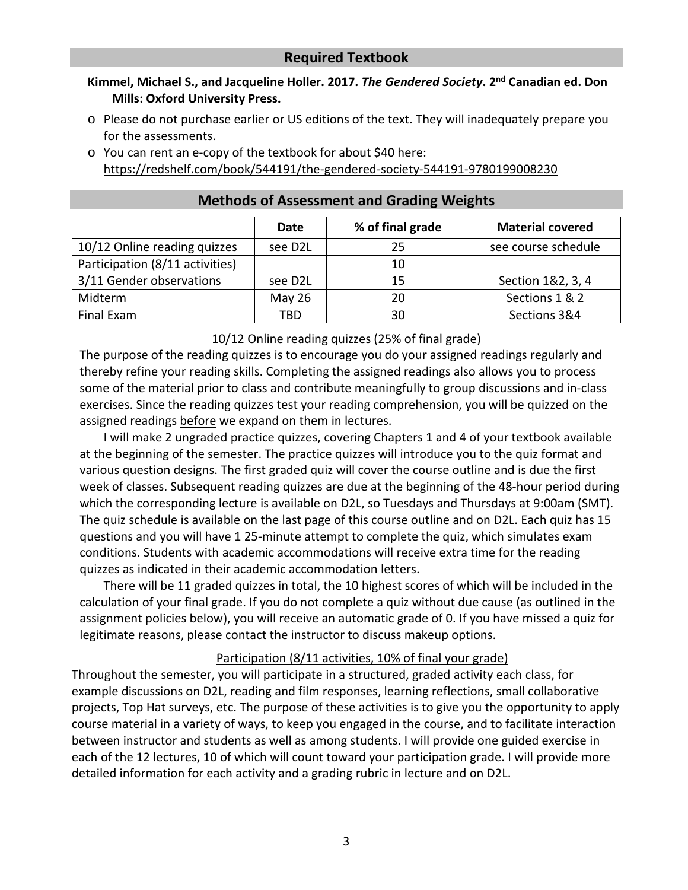## Required Textbook

**Kimmel, Michael S., and Jacqueline Holler. 2017. *The Gendered Society*. 2nd Canadian ed. Don Mills: Oxford University Press.**

- Please do not purchase earlier or US editions of the text. They will inadequately prepare you for the assessments.
- You can rent an e-copy of the textbook for about $40 here: https://redshelf.com/book/544191/the-gendered-society-544191-9780199008230

## Methods of Assessment and Grading Weights

| | Date | % of final grade | Material covered |
|---|---|---|---|
| 10/12 Online reading quizzes | see D2L | 25 | see course schedule |
| Participation (8/11 activities) | | 10 | |
| 3/11 Gender observations | see D2L | 15 | Section 1&2, 3, 4 |
| Midterm | May 26 | 20 | Sections 1 & 2 |
| Final Exam | TBD | 30 | Sections 3&4 |

<u>10/12 Online reading quizzes (25% of final grade)</u>

The purpose of the reading quizzes is to encourage you do your assigned readings regularly and thereby refine your reading skills. Completing the assigned readings also allows you to process some of the material prior to class and contribute meaningfully to group discussions and in-class exercises. Since the reading quizzes test your reading comprehension, you will be quizzed on the assigned readings <u>before</u> we expand on them in lectures.

I will make 2 ungraded practice quizzes, covering Chapters 1 and 4 of your textbook available at the beginning of the semester. The practice quizzes will introduce you to the quiz format and various question designs. The first graded quiz will cover the course outline and is due the first week of classes. Subsequent reading quizzes are due at the beginning of the 48-hour period during which the corresponding lecture is available on D2L, so Tuesdays and Thursdays at 9:00am (SMT). The quiz schedule is available on the last page of this course outline and on D2L. Each quiz has 15 questions and you will have 1 25-minute attempt to complete the quiz, which simulates exam conditions. Students with academic accommodations will receive extra time for the reading quizzes as indicated in their academic accommodation letters.

There will be 11 graded quizzes in total, the 10 highest scores of which will be included in the calculation of your final grade. If you do not complete a quiz without due cause (as outlined in the assignment policies below), you will receive an automatic grade of 0. If you have missed a quiz for legitimate reasons, please contact the instructor to discuss makeup options.

<u>Participation (8/11 activities, 10% of final your grade)</u>

Throughout the semester, you will participate in a structured, graded activity each class, for example discussions on D2L, reading and film responses, learning reflections, small collaborative projects, Top Hat surveys, etc. The purpose of these activities is to give you the opportunity to apply course material in a variety of ways, to keep you engaged in the course, and to facilitate interaction between instructor and students as well as among students. I will provide one guided exercise in each of the 12 lectures, 10 of which will count toward your participation grade. I will provide more detailed information for each activity and a grading rubric in lecture and on D2L.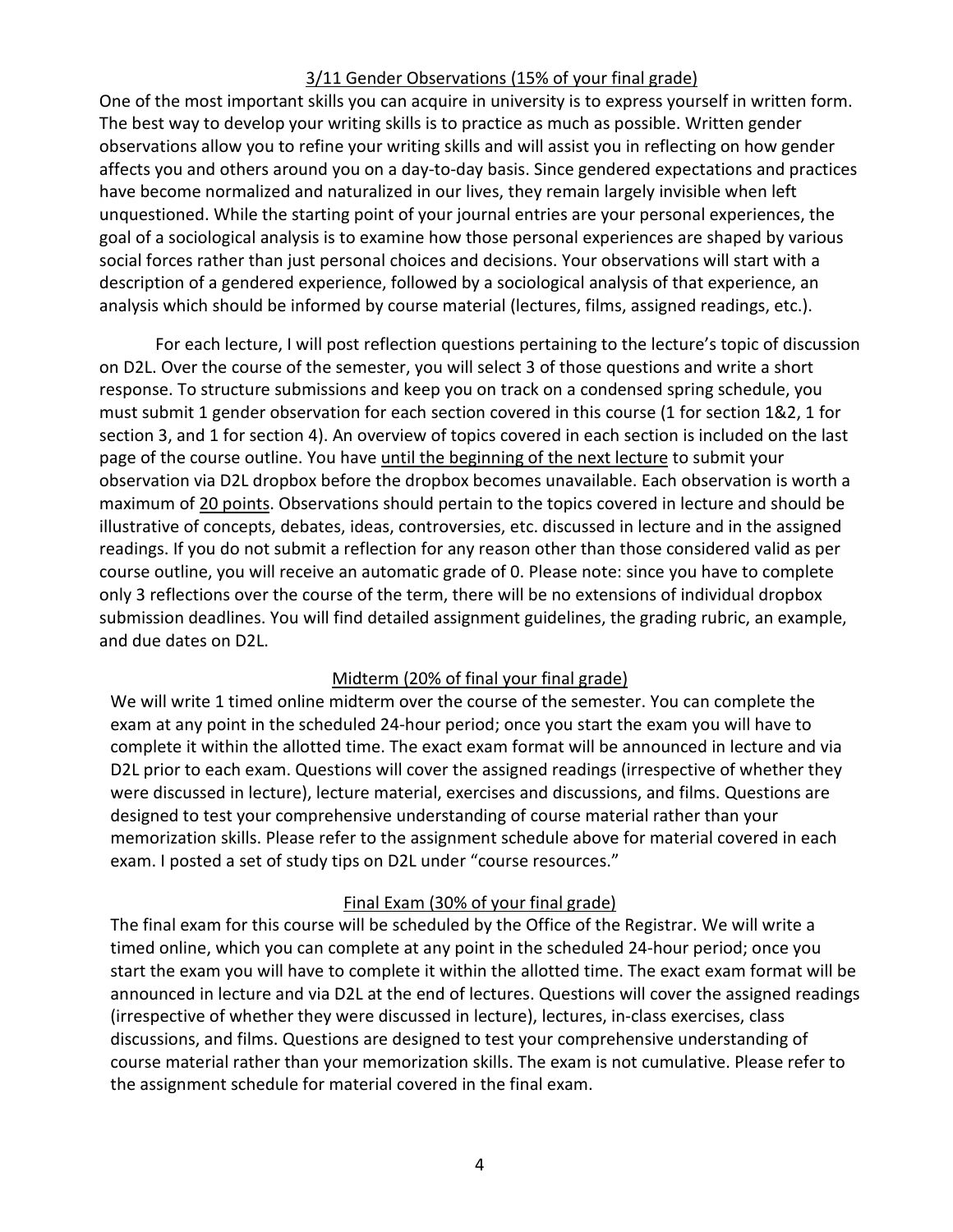## <u>3/11 Gender Observations (15% of your final grade)</u>

One of the most important skills you can acquire in university is to express yourself in written form. The best way to develop your writing skills is to practice as much as possible. Written gender observations allow you to refine your writing skills and will assist you in reflecting on how gender affects you and others around you on a day-to-day basis. Since gendered expectations and practices have become normalized and naturalized in our lives, they remain largely invisible when left unquestioned. While the starting point of your journal entries are your personal experiences, the goal of a sociological analysis is to examine how those personal experiences are shaped by various social forces rather than just personal choices and decisions. Your observations will start with a description of a gendered experience, followed by a sociological analysis of that experience, an analysis which should be informed by course material (lectures, films, assigned readings, etc.).

For each lecture, I will post reflection questions pertaining to the lecture's topic of discussion on D2L. Over the course of the semester, you will select 3 of those questions and write a short response. To structure submissions and keep you on track on a condensed spring schedule, you must submit 1 gender observation for each section covered in this course (1 for section 1&2, 1 for section 3, and 1 for section 4). An overview of topics covered in each section is included on the last page of the course outline. You have <u>until the beginning of the next lecture</u> to submit your observation via D2L dropbox before the dropbox becomes unavailable. Each observation is worth a maximum of <u>20 points</u>. Observations should pertain to the topics covered in lecture and should be illustrative of concepts, debates, ideas, controversies, etc. discussed in lecture and in the assigned readings. If you do not submit a reflection for any reason other than those considered valid as per course outline, you will receive an automatic grade of 0. Please note: since you have to complete only 3 reflections over the course of the term, there will be no extensions of individual dropbox submission deadlines. You will find detailed assignment guidelines, the grading rubric, an example, and due dates on D2L.

## <u>Midterm (20% of final your final grade)</u>

We will write 1 timed online midterm over the course of the semester. You can complete the exam at any point in the scheduled 24-hour period; once you start the exam you will have to complete it within the allotted time. The exact exam format will be announced in lecture and via D2L prior to each exam. Questions will cover the assigned readings (irrespective of whether they were discussed in lecture), lecture material, exercises and discussions, and films. Questions are designed to test your comprehensive understanding of course material rather than your memorization skills. Please refer to the assignment schedule above for material covered in each exam. I posted a set of study tips on D2L under "course resources."

## <u>Final Exam (30% of your final grade)</u>

The final exam for this course will be scheduled by the Office of the Registrar. We will write a timed online, which you can complete at any point in the scheduled 24-hour period; once you start the exam you will have to complete it within the allotted time. The exact exam format will be announced in lecture and via D2L at the end of lectures. Questions will cover the assigned readings (irrespective of whether they were discussed in lecture), lectures, in-class exercises, class discussions, and films. Questions are designed to test your comprehensive understanding of course material rather than your memorization skills. The exam is not cumulative. Please refer to the assignment schedule for material covered in the final exam.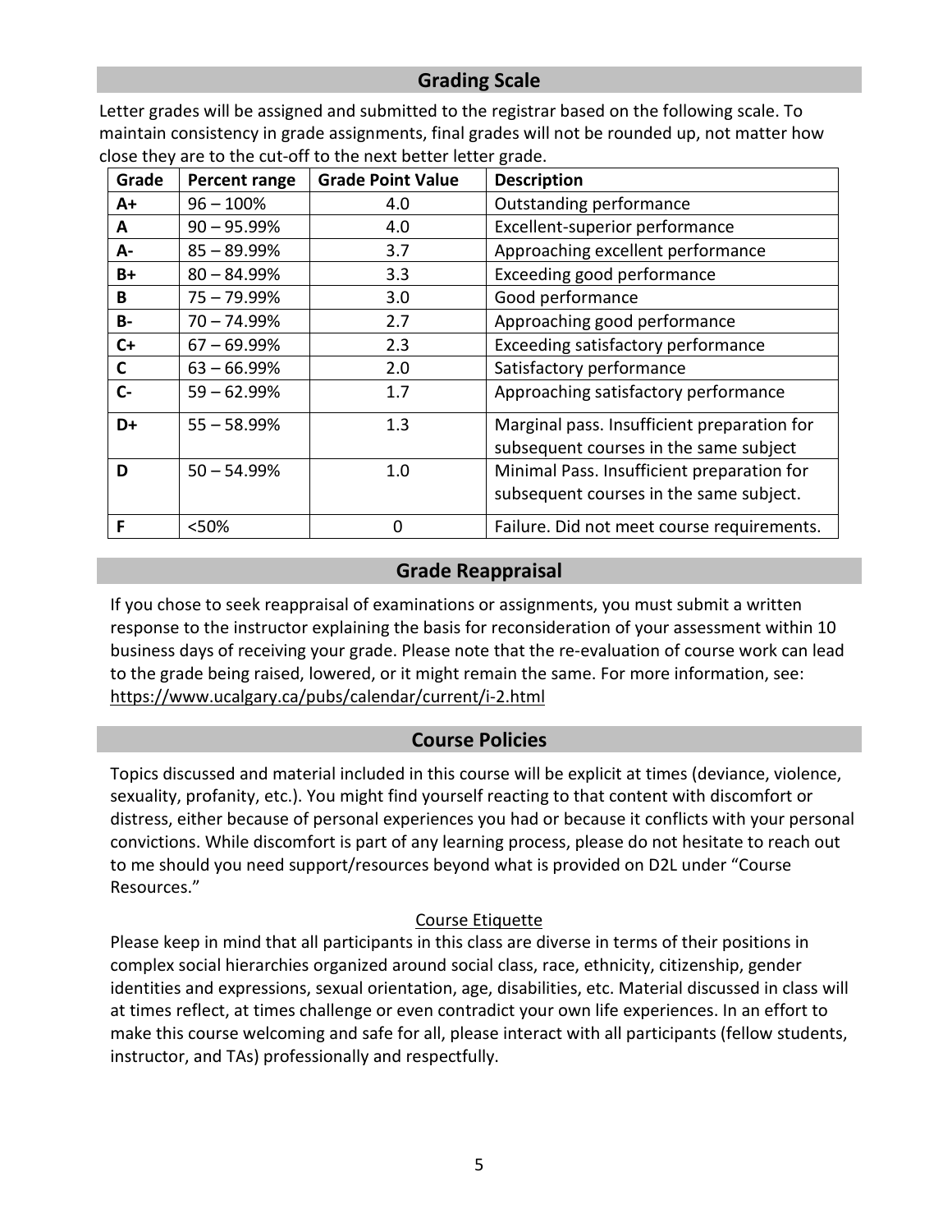## Grading Scale

Letter grades will be assigned and submitted to the registrar based on the following scale. To maintain consistency in grade assignments, final grades will not be rounded up, not matter how close they are to the cut-off to the next better letter grade.

| Grade | Percent range | Grade Point Value | Description |
|---|---|---|---|
| A+ | 96 – 100% | 4.0 | Outstanding performance |
| A | 90 – 95.99% | 4.0 | Excellent-superior performance |
| A- | 85 – 89.99% | 3.7 | Approaching excellent performance |
| B+ | 80 – 84.99% | 3.3 | Exceeding good performance |
| B | 75 – 79.99% | 3.0 | Good performance |
| B- | 70 – 74.99% | 2.7 | Approaching good performance |
| C+ | 67 – 69.99% | 2.3 | Exceeding satisfactory performance |
| C | 63 – 66.99% | 2.0 | Satisfactory performance |
| C- | 59 – 62.99% | 1.7 | Approaching satisfactory performance |
| D+ | 55 – 58.99% | 1.3 | Marginal pass. Insufficient preparation for subsequent courses in the same subject |
| D | 50 – 54.99% | 1.0 | Minimal Pass. Insufficient preparation for subsequent courses in the same subject. |
| F | <50% | 0 | Failure. Did not meet course requirements. |

## Grade Reappraisal

If you chose to seek reappraisal of examinations or assignments, you must submit a written response to the instructor explaining the basis for reconsideration of your assessment within 10 business days of receiving your grade. Please note that the re-evaluation of course work can lead to the grade being raised, lowered, or it might remain the same. For more information, see: https://www.ucalgary.ca/pubs/calendar/current/i-2.html

## Course Policies

Topics discussed and material included in this course will be explicit at times (deviance, violence, sexuality, profanity, etc.). You might find yourself reacting to that content with discomfort or distress, either because of personal experiences you had or because it conflicts with your personal convictions. While discomfort is part of any learning process, please do not hesitate to reach out to me should you need support/resources beyond what is provided on D2L under "Course Resources."

### Course Etiquette

Please keep in mind that all participants in this class are diverse in terms of their positions in complex social hierarchies organized around social class, race, ethnicity, citizenship, gender identities and expressions, sexual orientation, age, disabilities, etc. Material discussed in class will at times reflect, at times challenge or even contradict your own life experiences. In an effort to make this course welcoming and safe for all, please interact with all participants (fellow students, instructor, and TAs) professionally and respectfully.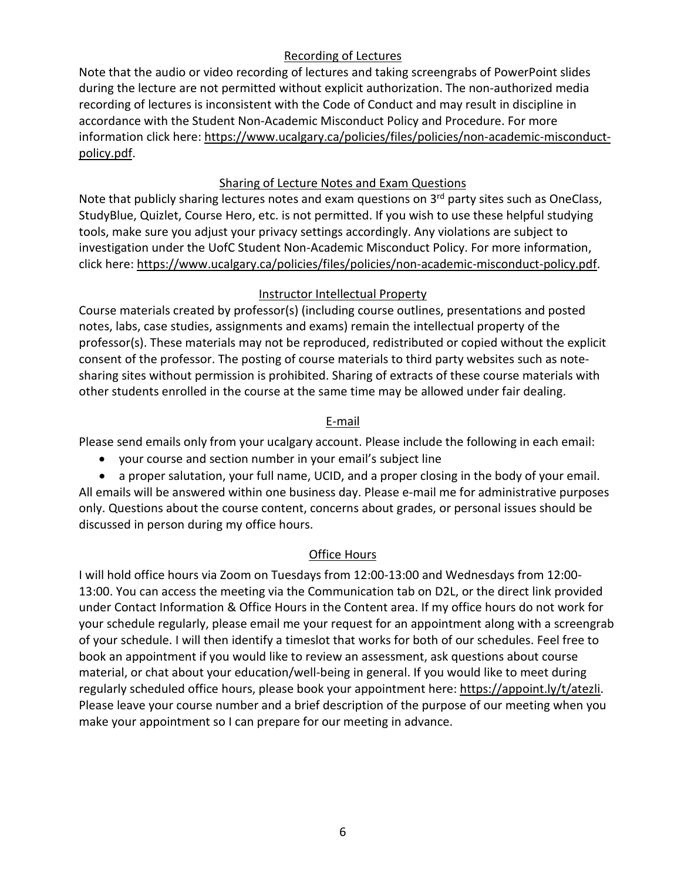## Recording of Lectures

Note that the audio or video recording of lectures and taking screengrabs of PowerPoint slides during the lecture are not permitted without explicit authorization. The non-authorized media recording of lectures is inconsistent with the Code of Conduct and may result in discipline in accordance with the Student Non-Academic Misconduct Policy and Procedure. For more information click here: https://www.ucalgary.ca/policies/files/policies/non-academic-misconduct-policy.pdf.

## Sharing of Lecture Notes and Exam Questions

Note that publicly sharing lectures notes and exam questions on 3rd party sites such as OneClass, StudyBlue, Quizlet, Course Hero, etc. is not permitted. If you wish to use these helpful studying tools, make sure you adjust your privacy settings accordingly. Any violations are subject to investigation under the UofC Student Non-Academic Misconduct Policy. For more information, click here: https://www.ucalgary.ca/policies/files/policies/non-academic-misconduct-policy.pdf.

## Instructor Intellectual Property

Course materials created by professor(s) (including course outlines, presentations and posted notes, labs, case studies, assignments and exams) remain the intellectual property of the professor(s). These materials may not be reproduced, redistributed or copied without the explicit consent of the professor. The posting of course materials to third party websites such as note-sharing sites without permission is prohibited. Sharing of extracts of these course materials with other students enrolled in the course at the same time may be allowed under fair dealing.

## E-mail

Please send emails only from your ucalgary account. Please include the following in each email:

- your course and section number in your email's subject line
- a proper salutation, your full name, UCID, and a proper closing in the body of your email.

All emails will be answered within one business day. Please e-mail me for administrative purposes only. Questions about the course content, concerns about grades, or personal issues should be discussed in person during my office hours.

## Office Hours

I will hold office hours via Zoom on Tuesdays from 12:00-13:00 and Wednesdays from 12:00-13:00. You can access the meeting via the Communication tab on D2L, or the direct link provided under Contact Information & Office Hours in the Content area. If my office hours do not work for your schedule regularly, please email me your request for an appointment along with a screengrab of your schedule. I will then identify a timeslot that works for both of our schedules. Feel free to book an appointment if you would like to review an assessment, ask questions about course material, or chat about your education/well-being in general. If you would like to meet during regularly scheduled office hours, please book your appointment here: https://appoint.ly/t/atezli. Please leave your course number and a brief description of the purpose of our meeting when you make your appointment so I can prepare for our meeting in advance.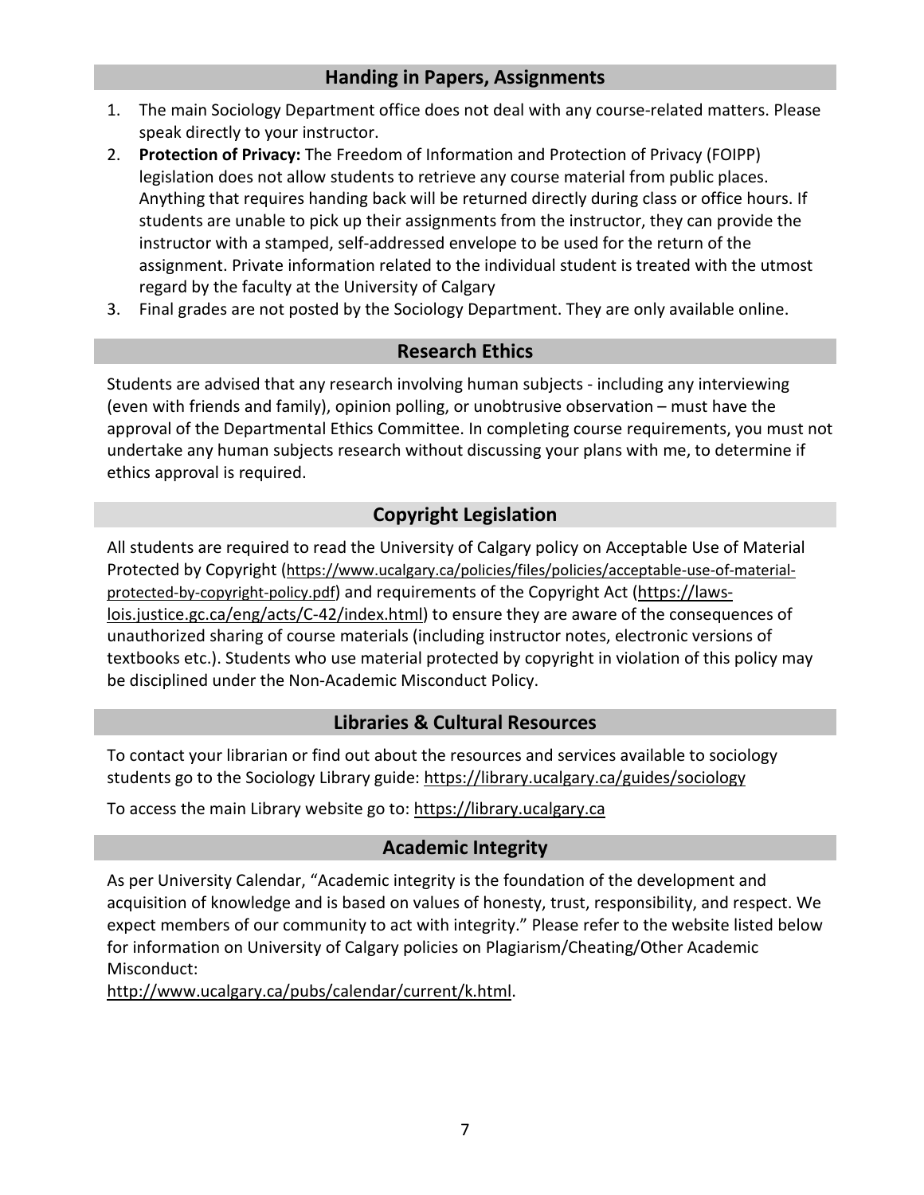## Handing in Papers, Assignments

1. The main Sociology Department office does not deal with any course-related matters. Please speak directly to your instructor.
2. **Protection of Privacy:** The Freedom of Information and Protection of Privacy (FOIPP) legislation does not allow students to retrieve any course material from public places. Anything that requires handing back will be returned directly during class or office hours. If students are unable to pick up their assignments from the instructor, they can provide the instructor with a stamped, self-addressed envelope to be used for the return of the assignment. Private information related to the individual student is treated with the utmost regard by the faculty at the University of Calgary
3. Final grades are not posted by the Sociology Department. They are only available online.

## Research Ethics

Students are advised that any research involving human subjects - including any interviewing (even with friends and family), opinion polling, or unobtrusive observation – must have the approval of the Departmental Ethics Committee. In completing course requirements, you must not undertake any human subjects research without discussing your plans with me, to determine if ethics approval is required.

## Copyright Legislation

All students are required to read the University of Calgary policy on Acceptable Use of Material Protected by Copyright (https://www.ucalgary.ca/policies/files/policies/acceptable-use-of-material-protected-by-copyright-policy.pdf) and requirements of the Copyright Act (https://laws-lois.justice.gc.ca/eng/acts/C-42/index.html) to ensure they are aware of the consequences of unauthorized sharing of course materials (including instructor notes, electronic versions of textbooks etc.). Students who use material protected by copyright in violation of this policy may be disciplined under the Non-Academic Misconduct Policy.

## Libraries & Cultural Resources

To contact your librarian or find out about the resources and services available to sociology students go to the Sociology Library guide: https://library.ucalgary.ca/guides/sociology

To access the main Library website go to: https://library.ucalgary.ca

## Academic Integrity

As per University Calendar, "Academic integrity is the foundation of the development and acquisition of knowledge and is based on values of honesty, trust, responsibility, and respect. We expect members of our community to act with integrity." Please refer to the website listed below for information on University of Calgary policies on Plagiarism/Cheating/Other Academic Misconduct:
http://www.ucalgary.ca/pubs/calendar/current/k.html.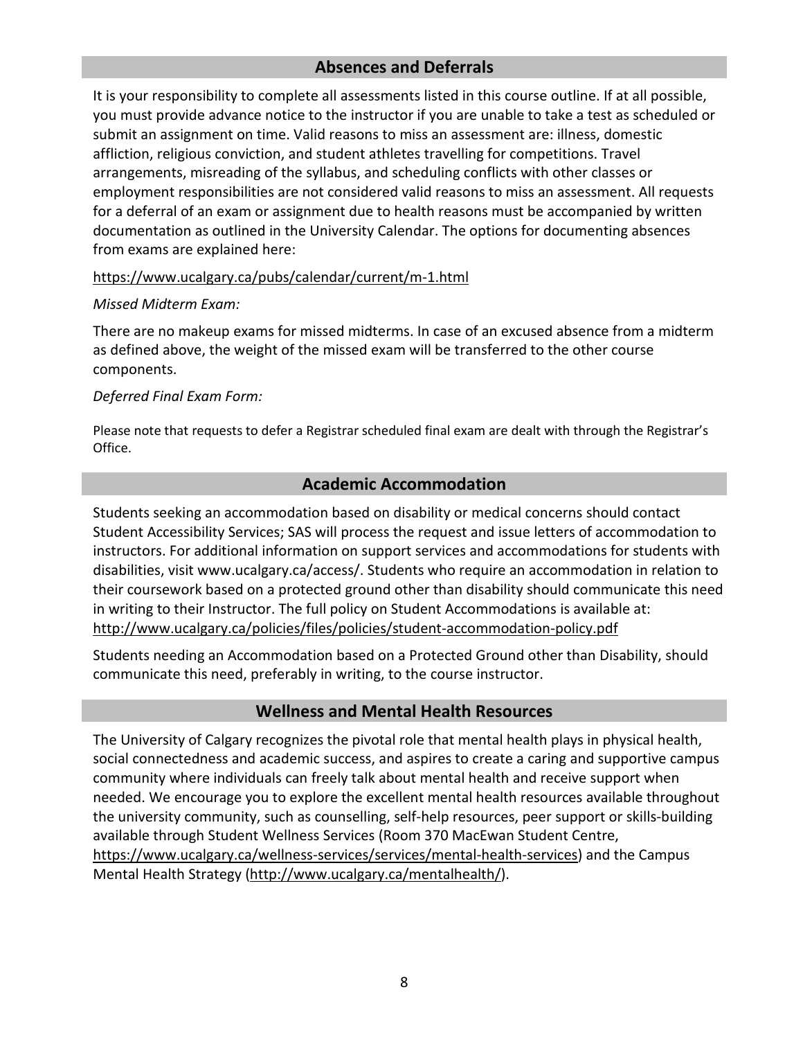## Absences and Deferrals

It is your responsibility to complete all assessments listed in this course outline. If at all possible, you must provide advance notice to the instructor if you are unable to take a test as scheduled or submit an assignment on time. Valid reasons to miss an assessment are: illness, domestic affliction, religious conviction, and student athletes travelling for competitions. Travel arrangements, misreading of the syllabus, and scheduling conflicts with other classes or employment responsibilities are not considered valid reasons to miss an assessment. All requests for a deferral of an exam or assignment due to health reasons must be accompanied by written documentation as outlined in the University Calendar. The options for documenting absences from exams are explained here:

https://www.ucalgary.ca/pubs/calendar/current/m-1.html

*Missed Midterm Exam:*

There are no makeup exams for missed midterms. In case of an excused absence from a midterm as defined above, the weight of the missed exam will be transferred to the other course components.

*Deferred Final Exam Form:*

Please note that requests to defer a Registrar scheduled final exam are dealt with through the Registrar's Office.

## Academic Accommodation

Students seeking an accommodation based on disability or medical concerns should contact Student Accessibility Services; SAS will process the request and issue letters of accommodation to instructors. For additional information on support services and accommodations for students with disabilities, visit www.ucalgary.ca/access/. Students who require an accommodation in relation to their coursework based on a protected ground other than disability should communicate this need in writing to their Instructor. The full policy on Student Accommodations is available at: http://www.ucalgary.ca/policies/files/policies/student-accommodation-policy.pdf

Students needing an Accommodation based on a Protected Ground other than Disability, should communicate this need, preferably in writing, to the course instructor.

## Wellness and Mental Health Resources

The University of Calgary recognizes the pivotal role that mental health plays in physical health, social connectedness and academic success, and aspires to create a caring and supportive campus community where individuals can freely talk about mental health and receive support when needed. We encourage you to explore the excellent mental health resources available throughout the university community, such as counselling, self-help resources, peer support or skills-building available through Student Wellness Services (Room 370 MacEwan Student Centre, https://www.ucalgary.ca/wellness-services/services/mental-health-services) and the Campus Mental Health Strategy (http://www.ucalgary.ca/mentalhealth/).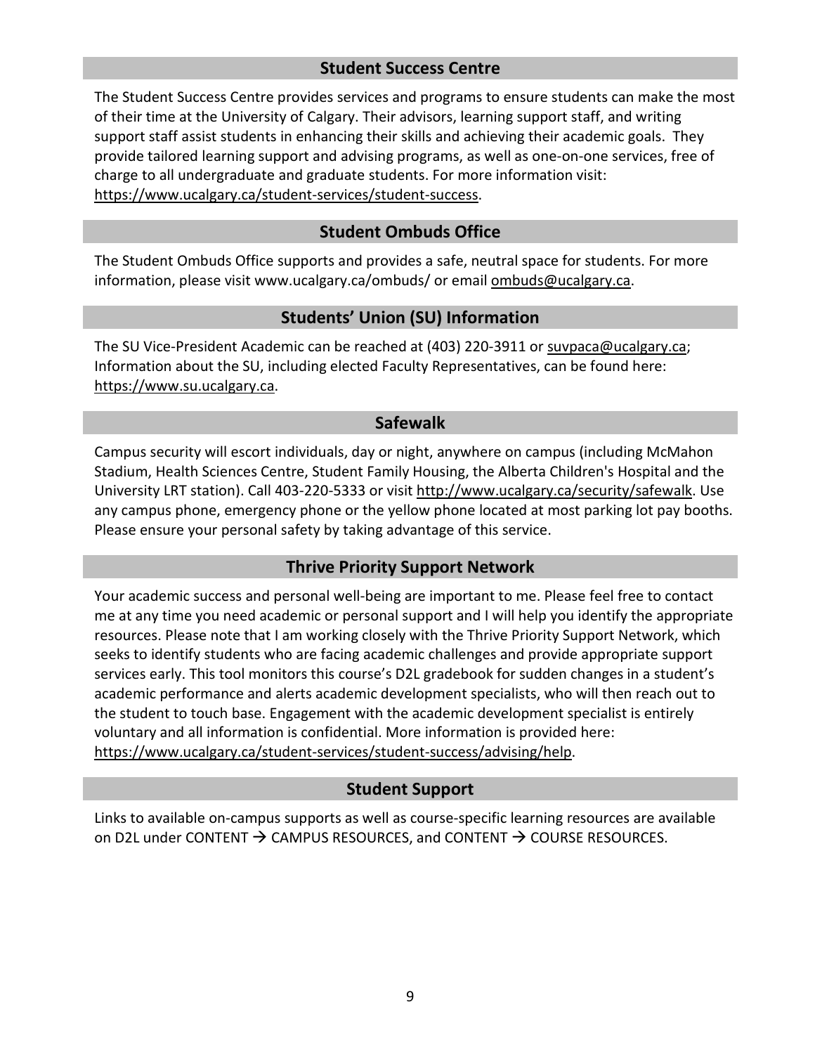## Student Success Centre

The Student Success Centre provides services and programs to ensure students can make the most of their time at the University of Calgary. Their advisors, learning support staff, and writing support staff assist students in enhancing their skills and achieving their academic goals. They provide tailored learning support and advising programs, as well as one-on-one services, free of charge to all undergraduate and graduate students. For more information visit: https://www.ucalgary.ca/student-services/student-success.

## Student Ombuds Office

The Student Ombuds Office supports and provides a safe, neutral space for students. For more information, please visit www.ucalgary.ca/ombuds/ or email ombuds@ucalgary.ca.

## Students' Union (SU) Information

The SU Vice-President Academic can be reached at (403) 220-3911 or suvpaca@ucalgary.ca; Information about the SU, including elected Faculty Representatives, can be found here: https://www.su.ucalgary.ca.

## Safewalk

Campus security will escort individuals, day or night, anywhere on campus (including McMahon Stadium, Health Sciences Centre, Student Family Housing, the Alberta Children's Hospital and the University LRT station). Call 403-220-5333 or visit http://www.ucalgary.ca/security/safewalk. Use any campus phone, emergency phone or the yellow phone located at most parking lot pay booths. Please ensure your personal safety by taking advantage of this service.

## Thrive Priority Support Network

Your academic success and personal well-being are important to me. Please feel free to contact me at any time you need academic or personal support and I will help you identify the appropriate resources. Please note that I am working closely with the Thrive Priority Support Network, which seeks to identify students who are facing academic challenges and provide appropriate support services early. This tool monitors this course's D2L gradebook for sudden changes in a student's academic performance and alerts academic development specialists, who will then reach out to the student to touch base. Engagement with the academic development specialist is entirely voluntary and all information is confidential. More information is provided here: https://www.ucalgary.ca/student-services/student-success/advising/help.

## Student Support

Links to available on-campus supports as well as course-specific learning resources are available on D2L under CONTENT → CAMPUS RESOURCES, and CONTENT → COURSE RESOURCES.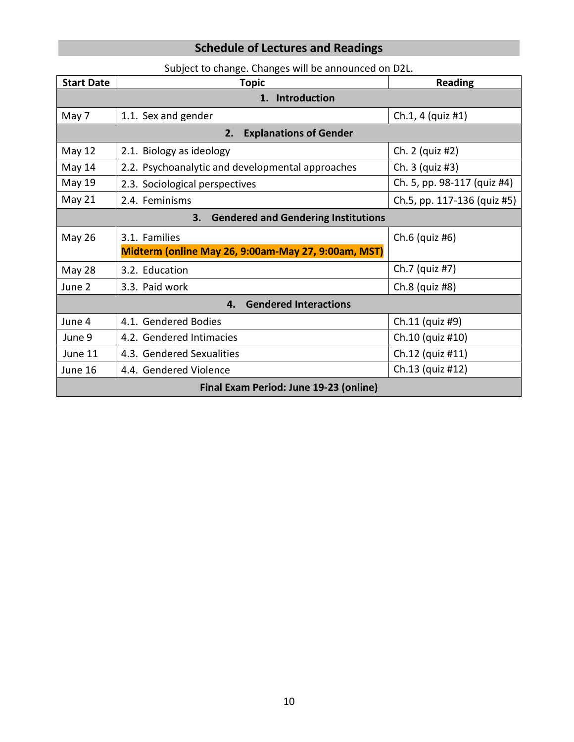## Schedule of Lectures and Readings

Subject to change. Changes will be announced on D2L.

| Start Date | Topic | Reading |
|---|---|---|
| **1. Introduction** | | |
| May 7 | 1.1. Sex and gender | Ch.1, 4 (quiz #1) |
| **2. Explanations of Gender** | | |
| May 12 | 2.1. Biology as ideology | Ch. 2 (quiz #2) |
| May 14 | 2.2. Psychoanalytic and developmental approaches | Ch. 3 (quiz #3) |
| May 19 | 2.3. Sociological perspectives | Ch. 5, pp. 98-117 (quiz #4) |
| May 21 | 2.4. Feminisms | Ch.5, pp. 117-136 (quiz #5) |
| **3. Gendered and Gendering Institutions** | | |
| May 26 | 3.1. Families<br>**Midterm (online May 26, 9:00am-May 27, 9:00am, MST)** | Ch.6 (quiz #6) |
| May 28 | 3.2. Education | Ch.7 (quiz #7) |
| June 2 | 3.3. Paid work | Ch.8 (quiz #8) |
| **4. Gendered Interactions** | | |
| June 4 | 4.1. Gendered Bodies | Ch.11 (quiz #9) |
| June 9 | 4.2. Gendered Intimacies | Ch.10 (quiz #10) |
| June 11 | 4.3. Gendered Sexualities | Ch.12 (quiz #11) |
| June 16 | 4.4. Gendered Violence | Ch.13 (quiz #12) |
| **Final Exam Period: June 19-23 (online)** | | |